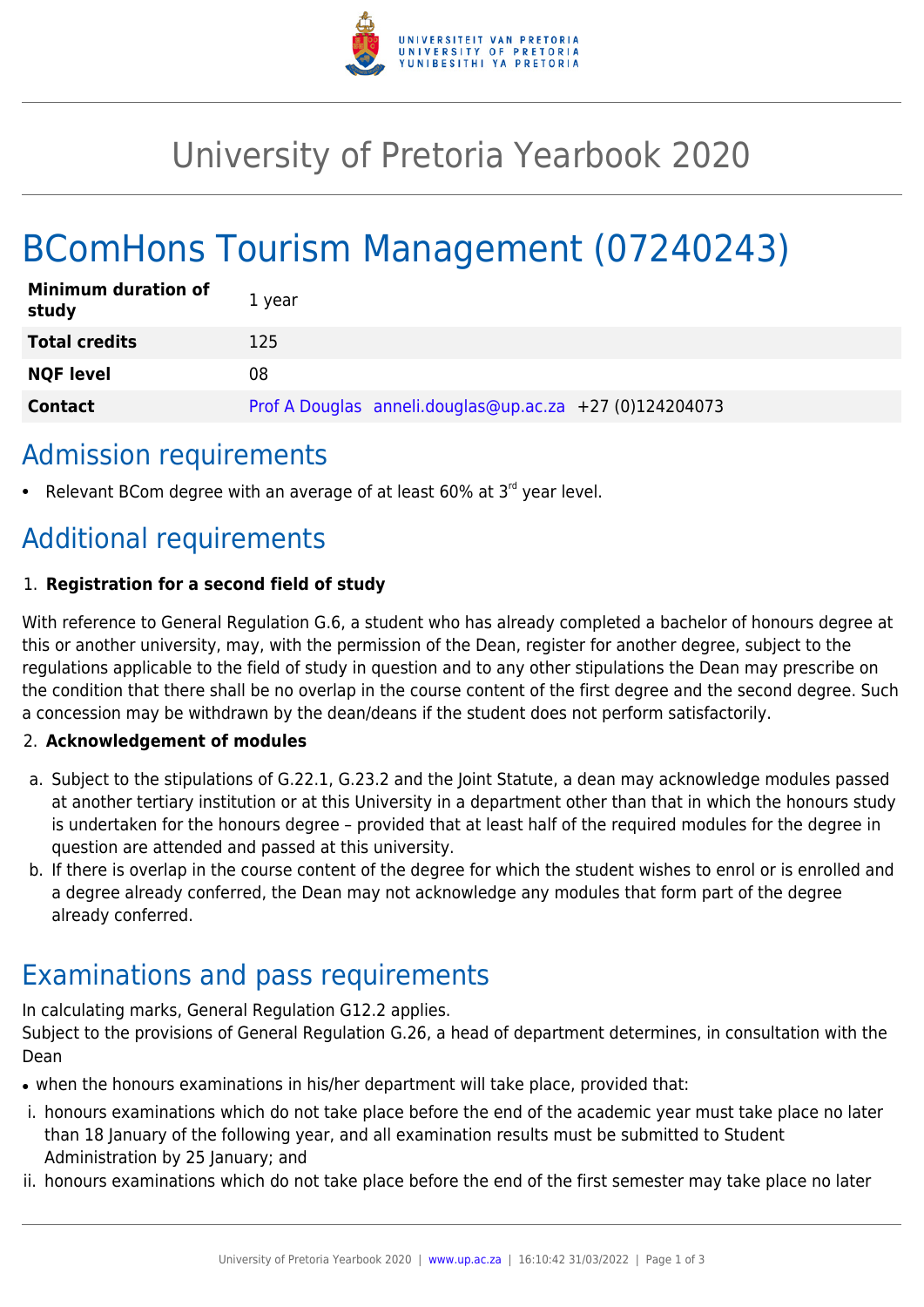# University of Pretoria Yearbook 2020

# BComHons Tourism Management (07240243)

| | |
|---|---|
| **Minimum duration of study** | 1 year |
| **Total credits** | 125 |
| **NQF level** | 08 |
| **Contact** | Prof A Douglas anneli.douglas@up.ac.za +27 (0)124204073 |

## Admission requirements

- Relevant BCom degree with an average of at least 60% at 3rd year level.

## Additional requirements

1. **Registration for a second field of study**

With reference to General Regulation G.6, a student who has already completed a bachelor of honours degree at this or another university, may, with the permission of the Dean, register for another degree, subject to the regulations applicable to the field of study in question and to any other stipulations the Dean may prescribe on the condition that there shall be no overlap in the course content of the first degree and the second degree. Such a concession may be withdrawn by the dean/deans if the student does not perform satisfactorily.

2. **Acknowledgement of modules**

a. Subject to the stipulations of G.22.1, G.23.2 and the Joint Statute, a dean may acknowledge modules passed at another tertiary institution or at this University in a department other than that in which the honours study is undertaken for the honours degree – provided that at least half of the required modules for the degree in question are attended and passed at this university.

b. If there is overlap in the course content of the degree for which the student wishes to enrol or is enrolled and a degree already conferred, the Dean may not acknowledge any modules that form part of the degree already conferred.

## Examinations and pass requirements

In calculating marks, General Regulation G12.2 applies.
Subject to the provisions of General Regulation G.26, a head of department determines, in consultation with the Dean

- when the honours examinations in his/her department will take place, provided that:

i. honours examinations which do not take place before the end of the academic year must take place no later than 18 January of the following year, and all examination results must be submitted to Student Administration by 25 January; and

ii. honours examinations which do not take place before the end of the first semester may take place no later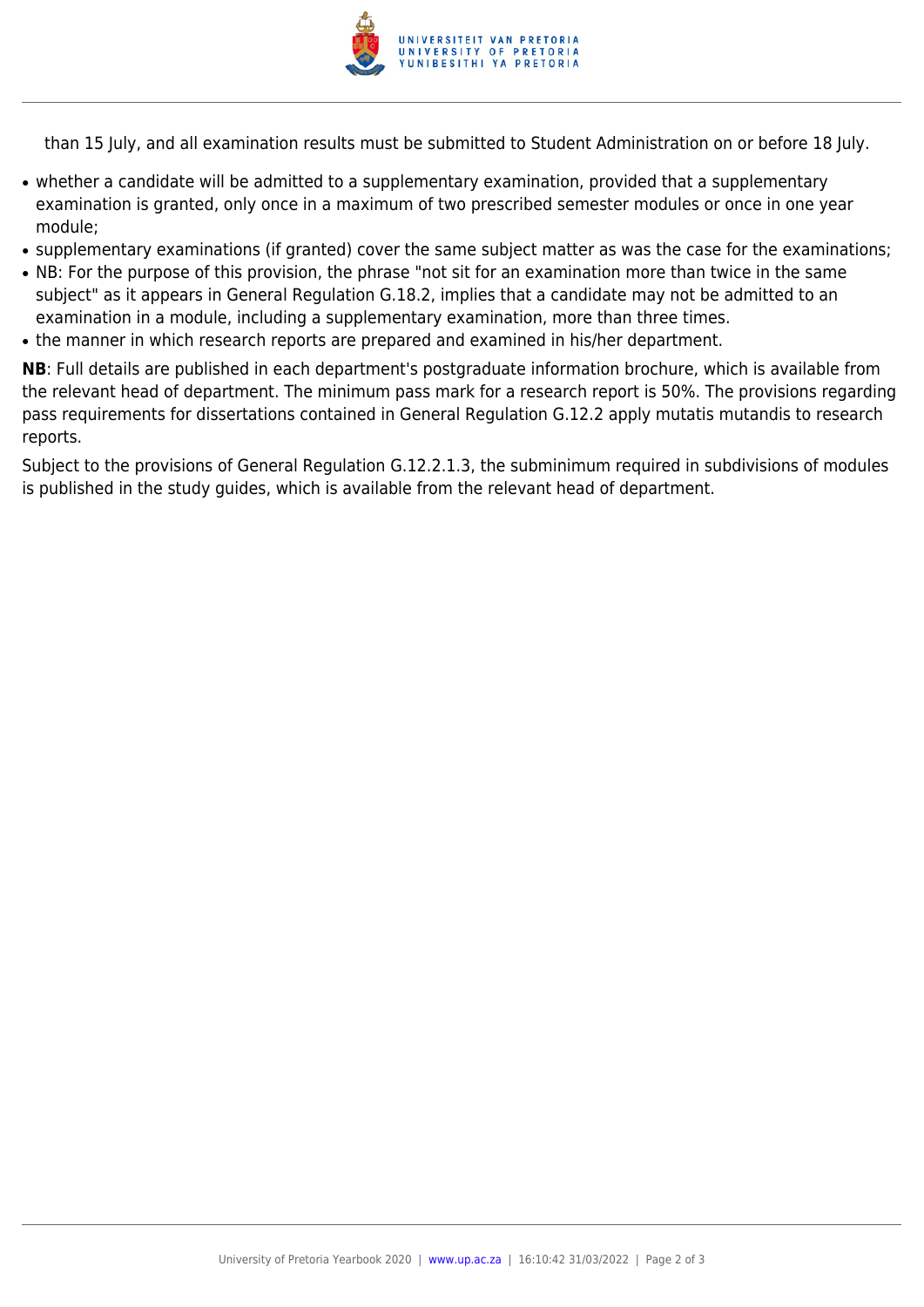than 15 July, and all examination results must be submitted to Student Administration on or before 18 July.

- whether a candidate will be admitted to a supplementary examination, provided that a supplementary examination is granted, only once in a maximum of two prescribed semester modules or once in one year module;
- supplementary examinations (if granted) cover the same subject matter as was the case for the examinations;
- NB: For the purpose of this provision, the phrase "not sit for an examination more than twice in the same subject" as it appears in General Regulation G.18.2, implies that a candidate may not be admitted to an examination in a module, including a supplementary examination, more than three times.
- the manner in which research reports are prepared and examined in his/her department.

**NB**: Full details are published in each department's postgraduate information brochure, which is available from the relevant head of department. The minimum pass mark for a research report is 50%. The provisions regarding pass requirements for dissertations contained in General Regulation G.12.2 apply mutatis mutandis to research reports.

Subject to the provisions of General Regulation G.12.2.1.3, the subminimum required in subdivisions of modules is published in the study guides, which is available from the relevant head of department.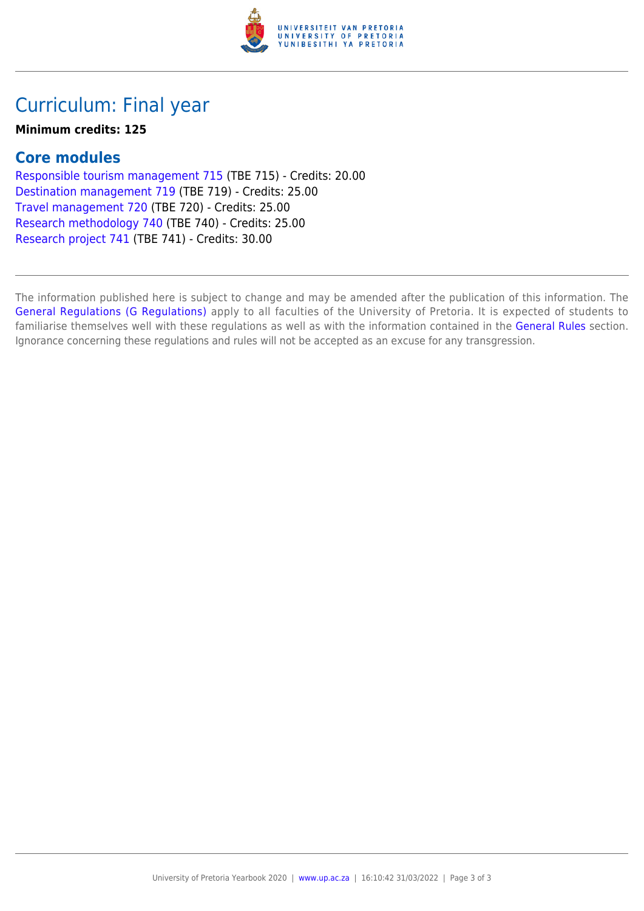# Curriculum: Final year

**Minimum credits: 125**

## Core modules

Responsible tourism management 715 (TBE 715) - Credits: 20.00
Destination management 719 (TBE 719) - Credits: 25.00
Travel management 720 (TBE 720) - Credits: 25.00
Research methodology 740 (TBE 740) - Credits: 25.00
Research project 741 (TBE 741) - Credits: 30.00

---

The information published here is subject to change and may be amended after the publication of this information. The General Regulations (G Regulations) apply to all faculties of the University of Pretoria. It is expected of students to familiarise themselves well with these regulations as well as with the information contained in the General Rules section. Ignorance concerning these regulations and rules will not be accepted as an excuse for any transgression.